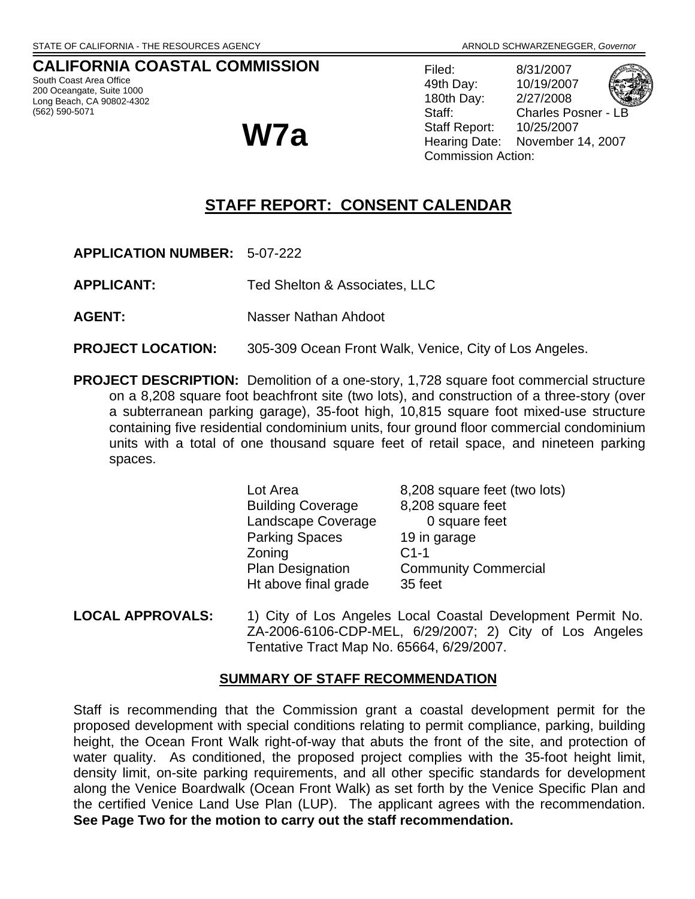STATE OF CALIFORNIA - THE RESOURCES AGENCY — ARNOLD SCHWARZENEGGER, *Governor*

# CALIFORNIA COASTAL COMMISSION

South Coast Area Office
200 Oceangate, Suite 1000
Long Beach, CA 90802-4302
(562) 590-5071

# W7a

Filed: 8/31/2007
49th Day: 10/19/2007
180th Day: 2/27/2008
Staff: Charles Posner - LB
Staff Report: 10/25/2007
Hearing Date: November 14, 2007
Commission Action:

## STAFF REPORT: CONSENT CALENDAR

**APPLICATION NUMBER:** 5-07-222

**APPLICANT:** Ted Shelton & Associates, LLC

**AGENT:** Nasser Nathan Ahdoot

**PROJECT LOCATION:** 305-309 Ocean Front Walk, Venice, City of Los Angeles.

**PROJECT DESCRIPTION:** Demolition of a one-story, 1,728 square foot commercial structure on a 8,208 square foot beachfront site (two lots), and construction of a three-story (over a subterranean parking garage), 35-foot high, 10,815 square foot mixed-use structure containing five residential condominium units, four ground floor commercial condominium units with a total of one thousand square feet of retail space, and nineteen parking spaces.

| | |
|---|---|
| Lot Area | 8,208 square feet (two lots) |
| Building Coverage | 8,208 square feet |
| Landscape Coverage | 0 square feet |
| Parking Spaces | 19 in garage |
| Zoning | C1-1 |
| Plan Designation | Community Commercial |
| Ht above final grade | 35 feet |

**LOCAL APPROVALS:** 1) City of Los Angeles Local Coastal Development Permit No. ZA-2006-6106-CDP-MEL, 6/29/2007; 2) City of Los Angeles Tentative Tract Map No. 65664, 6/29/2007.

### SUMMARY OF STAFF RECOMMENDATION

Staff is recommending that the Commission grant a coastal development permit for the proposed development with special conditions relating to permit compliance, parking, building height, the Ocean Front Walk right-of-way that abuts the front of the site, and protection of water quality. As conditioned, the proposed project complies with the 35-foot height limit, density limit, on-site parking requirements, and all other specific standards for development along the Venice Boardwalk (Ocean Front Walk) as set forth by the Venice Specific Plan and the certified Venice Land Use Plan (LUP). The applicant agrees with the recommendation. **See Page Two for the motion to carry out the staff recommendation.**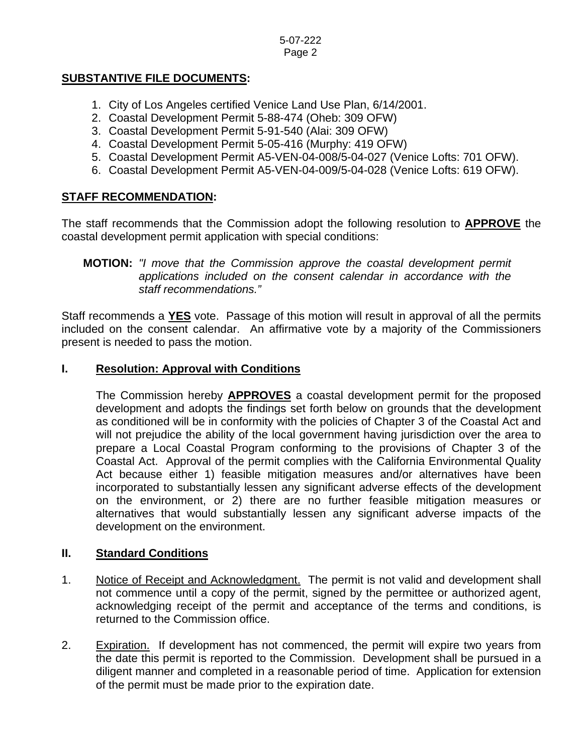**SUBSTANTIVE FILE DOCUMENTS:**

1. City of Los Angeles certified Venice Land Use Plan, 6/14/2001.
2. Coastal Development Permit 5-88-474 (Oheb: 309 OFW)
3. Coastal Development Permit 5-91-540 (Alai: 309 OFW)
4. Coastal Development Permit 5-05-416 (Murphy: 419 OFW)
5. Coastal Development Permit A5-VEN-04-008/5-04-027 (Venice Lofts: 701 OFW).
6. Coastal Development Permit A5-VEN-04-009/5-04-028 (Venice Lofts: 619 OFW).

**STAFF RECOMMENDATION:**

The staff recommends that the Commission adopt the following resolution to **APPROVE** the coastal development permit application with special conditions:

**MOTION:** *"I move that the Commission approve the coastal development permit applications included on the consent calendar in accordance with the staff recommendations."*

Staff recommends a **YES** vote. Passage of this motion will result in approval of all the permits included on the consent calendar. An affirmative vote by a majority of the Commissioners present is needed to pass the motion.

## I. Resolution: Approval with Conditions

The Commission hereby **APPROVES** a coastal development permit for the proposed development and adopts the findings set forth below on grounds that the development as conditioned will be in conformity with the policies of Chapter 3 of the Coastal Act and will not prejudice the ability of the local government having jurisdiction over the area to prepare a Local Coastal Program conforming to the provisions of Chapter 3 of the Coastal Act. Approval of the permit complies with the California Environmental Quality Act because either 1) feasible mitigation measures and/or alternatives have been incorporated to substantially lessen any significant adverse effects of the development on the environment, or 2) there are no further feasible mitigation measures or alternatives that would substantially lessen any significant adverse impacts of the development on the environment.

## II. Standard Conditions

1. Notice of Receipt and Acknowledgment. The permit is not valid and development shall not commence until a copy of the permit, signed by the permittee or authorized agent, acknowledging receipt of the permit and acceptance of the terms and conditions, is returned to the Commission office.

2. Expiration. If development has not commenced, the permit will expire two years from the date this permit is reported to the Commission. Development shall be pursued in a diligent manner and completed in a reasonable period of time. Application for extension of the permit must be made prior to the expiration date.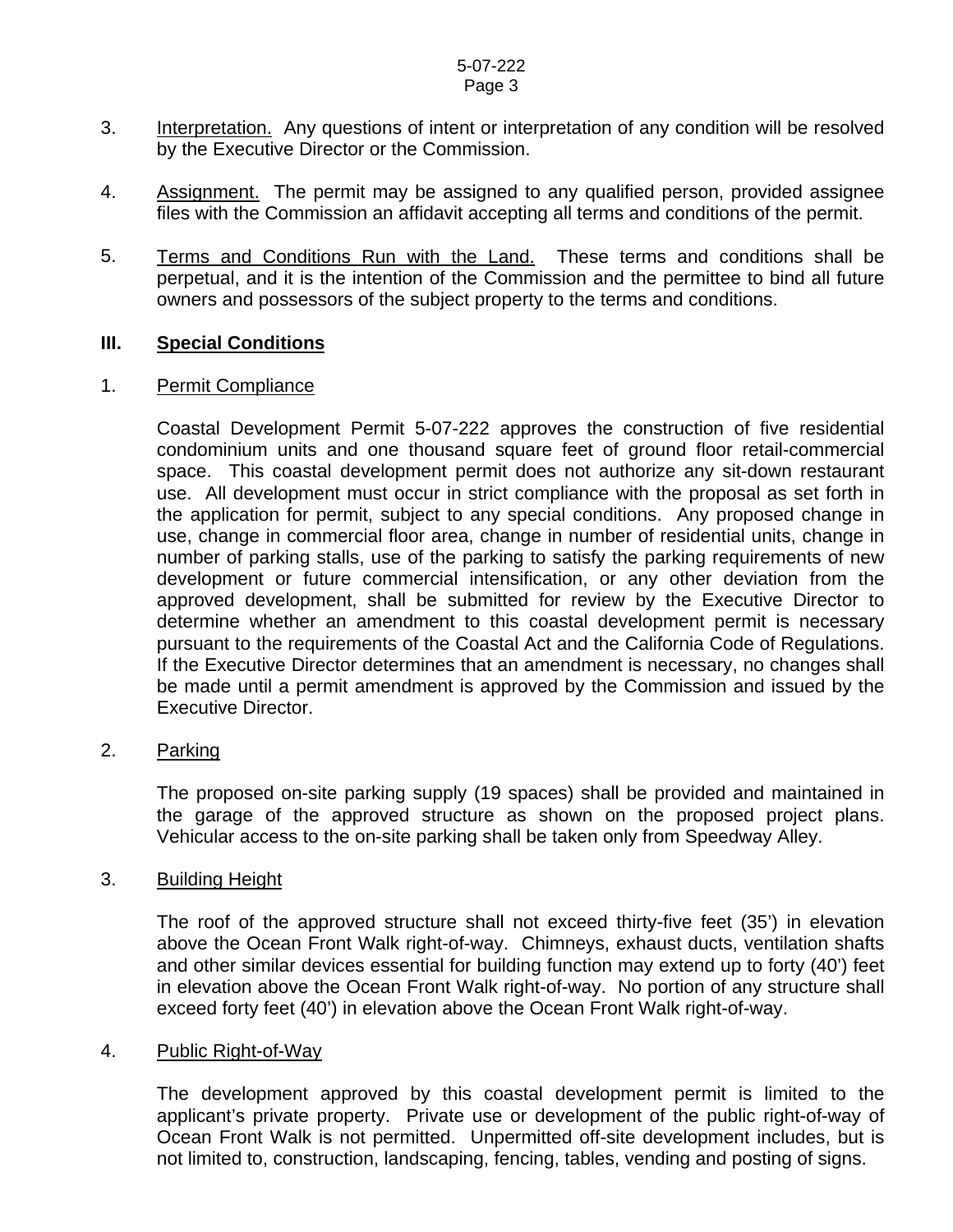3. Interpretation. Any questions of intent or interpretation of any condition will be resolved by the Executive Director or the Commission.

4. Assignment. The permit may be assigned to any qualified person, provided assignee files with the Commission an affidavit accepting all terms and conditions of the permit.

5. Terms and Conditions Run with the Land. These terms and conditions shall be perpetual, and it is the intention of the Commission and the permittee to bind all future owners and possessors of the subject property to the terms and conditions.

## III. Special Conditions

### 1. Permit Compliance

Coastal Development Permit 5-07-222 approves the construction of five residential condominium units and one thousand square feet of ground floor retail-commercial space. This coastal development permit does not authorize any sit-down restaurant use. All development must occur in strict compliance with the proposal as set forth in the application for permit, subject to any special conditions. Any proposed change in use, change in commercial floor area, change in number of residential units, change in number of parking stalls, use of the parking to satisfy the parking requirements of new development or future commercial intensification, or any other deviation from the approved development, shall be submitted for review by the Executive Director to determine whether an amendment to this coastal development permit is necessary pursuant to the requirements of the Coastal Act and the California Code of Regulations. If the Executive Director determines that an amendment is necessary, no changes shall be made until a permit amendment is approved by the Commission and issued by the Executive Director.

### 2. Parking

The proposed on-site parking supply (19 spaces) shall be provided and maintained in the garage of the approved structure as shown on the proposed project plans. Vehicular access to the on-site parking shall be taken only from Speedway Alley.

### 3. Building Height

The roof of the approved structure shall not exceed thirty-five feet (35') in elevation above the Ocean Front Walk right-of-way. Chimneys, exhaust ducts, ventilation shafts and other similar devices essential for building function may extend up to forty (40') feet in elevation above the Ocean Front Walk right-of-way. No portion of any structure shall exceed forty feet (40') in elevation above the Ocean Front Walk right-of-way.

### 4. Public Right-of-Way

The development approved by this coastal development permit is limited to the applicant's private property. Private use or development of the public right-of-way of Ocean Front Walk is not permitted. Unpermitted off-site development includes, but is not limited to, construction, landscaping, fencing, tables, vending and posting of signs.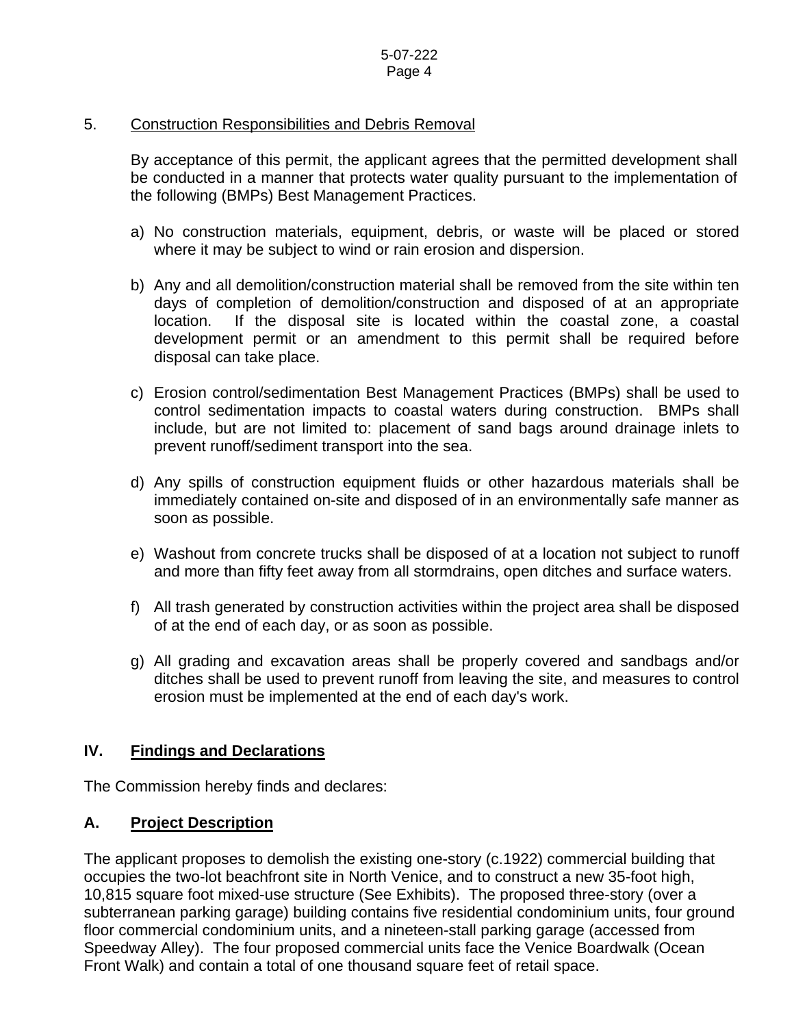5. Construction Responsibilities and Debris Removal

By acceptance of this permit, the applicant agrees that the permitted development shall be conducted in a manner that protects water quality pursuant to the implementation of the following (BMPs) Best Management Practices.

a) No construction materials, equipment, debris, or waste will be placed or stored where it may be subject to wind or rain erosion and dispersion.

b) Any and all demolition/construction material shall be removed from the site within ten days of completion of demolition/construction and disposed of at an appropriate location. If the disposal site is located within the coastal zone, a coastal development permit or an amendment to this permit shall be required before disposal can take place.

c) Erosion control/sedimentation Best Management Practices (BMPs) shall be used to control sedimentation impacts to coastal waters during construction. BMPs shall include, but are not limited to: placement of sand bags around drainage inlets to prevent runoff/sediment transport into the sea.

d) Any spills of construction equipment fluids or other hazardous materials shall be immediately contained on-site and disposed of in an environmentally safe manner as soon as possible.

e) Washout from concrete trucks shall be disposed of at a location not subject to runoff and more than fifty feet away from all stormdrains, open ditches and surface waters.

f) All trash generated by construction activities within the project area shall be disposed of at the end of each day, or as soon as possible.

g) All grading and excavation areas shall be properly covered and sandbags and/or ditches shall be used to prevent runoff from leaving the site, and measures to control erosion must be implemented at the end of each day's work.

## IV. Findings and Declarations

The Commission hereby finds and declares:

### A. Project Description

The applicant proposes to demolish the existing one-story (c.1922) commercial building that occupies the two-lot beachfront site in North Venice, and to construct a new 35-foot high, 10,815 square foot mixed-use structure (See Exhibits). The proposed three-story (over a subterranean parking garage) building contains five residential condominium units, four ground floor commercial condominium units, and a nineteen-stall parking garage (accessed from Speedway Alley). The four proposed commercial units face the Venice Boardwalk (Ocean Front Walk) and contain a total of one thousand square feet of retail space.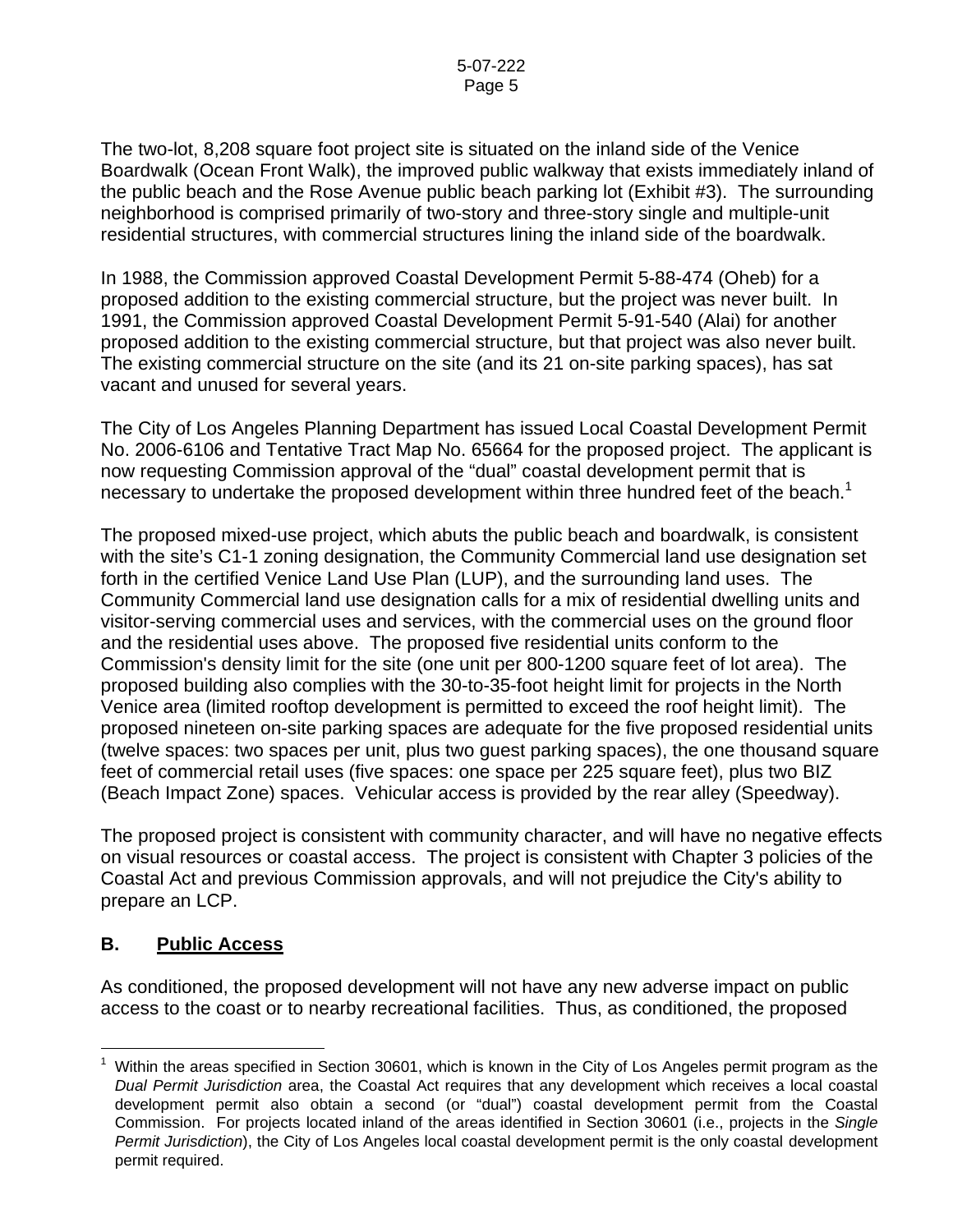The two-lot, 8,208 square foot project site is situated on the inland side of the Venice Boardwalk (Ocean Front Walk), the improved public walkway that exists immediately inland of the public beach and the Rose Avenue public beach parking lot (Exhibit #3). The surrounding neighborhood is comprised primarily of two-story and three-story single and multiple-unit residential structures, with commercial structures lining the inland side of the boardwalk.

In 1988, the Commission approved Coastal Development Permit 5-88-474 (Oheb) for a proposed addition to the existing commercial structure, but the project was never built. In 1991, the Commission approved Coastal Development Permit 5-91-540 (Alai) for another proposed addition to the existing commercial structure, but that project was also never built. The existing commercial structure on the site (and its 21 on-site parking spaces), has sat vacant and unused for several years.

The City of Los Angeles Planning Department has issued Local Coastal Development Permit No. 2006-6106 and Tentative Tract Map No. 65664 for the proposed project. The applicant is now requesting Commission approval of the "dual" coastal development permit that is necessary to undertake the proposed development within three hundred feet of the beach.[1]

The proposed mixed-use project, which abuts the public beach and boardwalk, is consistent with the site's C1-1 zoning designation, the Community Commercial land use designation set forth in the certified Venice Land Use Plan (LUP), and the surrounding land uses. The Community Commercial land use designation calls for a mix of residential dwelling units and visitor-serving commercial uses and services, with the commercial uses on the ground floor and the residential uses above. The proposed five residential units conform to the Commission's density limit for the site (one unit per 800-1200 square feet of lot area). The proposed building also complies with the 30-to-35-foot height limit for projects in the North Venice area (limited rooftop development is permitted to exceed the roof height limit). The proposed nineteen on-site parking spaces are adequate for the five proposed residential units (twelve spaces: two spaces per unit, plus two guest parking spaces), the one thousand square feet of commercial retail uses (five spaces: one space per 225 square feet), plus two BIZ (Beach Impact Zone) spaces. Vehicular access is provided by the rear alley (Speedway).

The proposed project is consistent with community character, and will have no negative effects on visual resources or coastal access. The project is consistent with Chapter 3 policies of the Coastal Act and previous Commission approvals, and will not prejudice the City's ability to prepare an LCP.

## B. <u>Public Access</u>

As conditioned, the proposed development will not have any new adverse impact on public access to the coast or to nearby recreational facilities. Thus, as conditioned, the proposed

---

[1] Within the areas specified in Section 30601, which is known in the City of Los Angeles permit program as the *Dual Permit Jurisdiction* area, the Coastal Act requires that any development which receives a local coastal development permit also obtain a second (or "dual") coastal development permit from the Coastal Commission. For projects located inland of the areas identified in Section 30601 (i.e., projects in the *Single Permit Jurisdiction*), the City of Los Angeles local coastal development permit is the only coastal development permit required.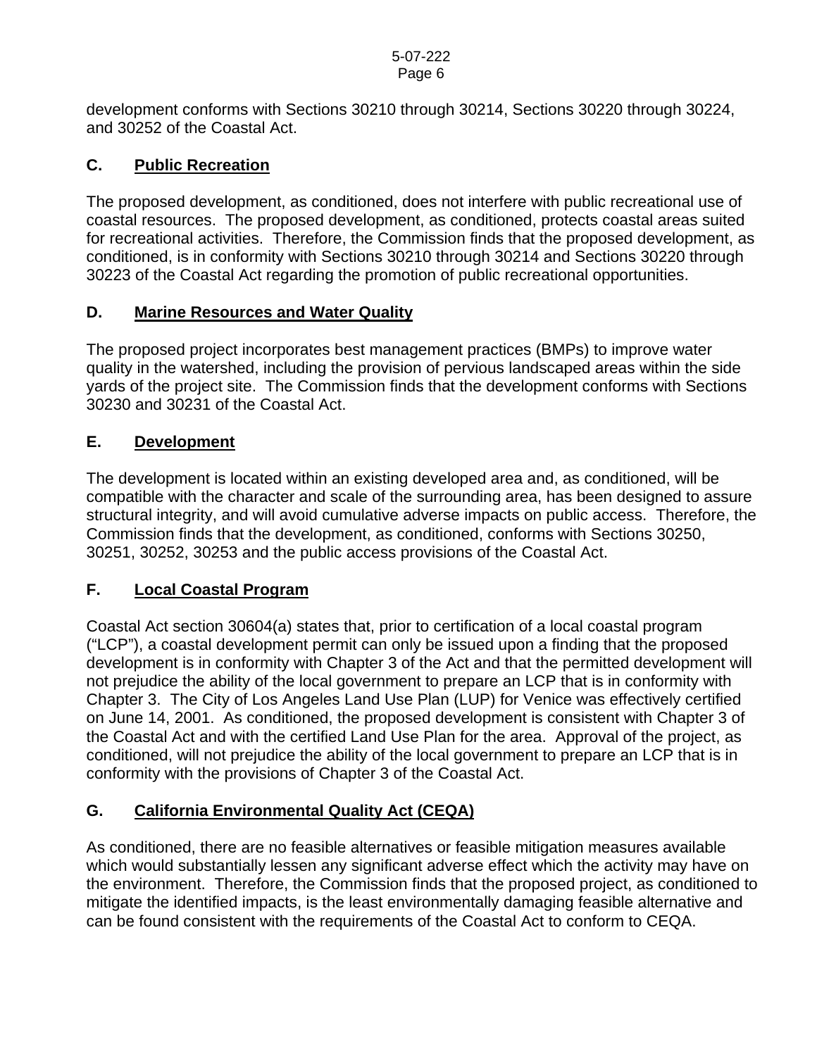development conforms with Sections 30210 through 30214, Sections 30220 through 30224, and 30252 of the Coastal Act.

## C. Public Recreation

The proposed development, as conditioned, does not interfere with public recreational use of coastal resources. The proposed development, as conditioned, protects coastal areas suited for recreational activities. Therefore, the Commission finds that the proposed development, as conditioned, is in conformity with Sections 30210 through 30214 and Sections 30220 through 30223 of the Coastal Act regarding the promotion of public recreational opportunities.

## D. Marine Resources and Water Quality

The proposed project incorporates best management practices (BMPs) to improve water quality in the watershed, including the provision of pervious landscaped areas within the side yards of the project site. The Commission finds that the development conforms with Sections 30230 and 30231 of the Coastal Act.

## E. Development

The development is located within an existing developed area and, as conditioned, will be compatible with the character and scale of the surrounding area, has been designed to assure structural integrity, and will avoid cumulative adverse impacts on public access. Therefore, the Commission finds that the development, as conditioned, conforms with Sections 30250, 30251, 30252, 30253 and the public access provisions of the Coastal Act.

## F. Local Coastal Program

Coastal Act section 30604(a) states that, prior to certification of a local coastal program ("LCP"), a coastal development permit can only be issued upon a finding that the proposed development is in conformity with Chapter 3 of the Act and that the permitted development will not prejudice the ability of the local government to prepare an LCP that is in conformity with Chapter 3. The City of Los Angeles Land Use Plan (LUP) for Venice was effectively certified on June 14, 2001. As conditioned, the proposed development is consistent with Chapter 3 of the Coastal Act and with the certified Land Use Plan for the area. Approval of the project, as conditioned, will not prejudice the ability of the local government to prepare an LCP that is in conformity with the provisions of Chapter 3 of the Coastal Act.

## G. California Environmental Quality Act (CEQA)

As conditioned, there are no feasible alternatives or feasible mitigation measures available which would substantially lessen any significant adverse effect which the activity may have on the environment. Therefore, the Commission finds that the proposed project, as conditioned to mitigate the identified impacts, is the least environmentally damaging feasible alternative and can be found consistent with the requirements of the Coastal Act to conform to CEQA.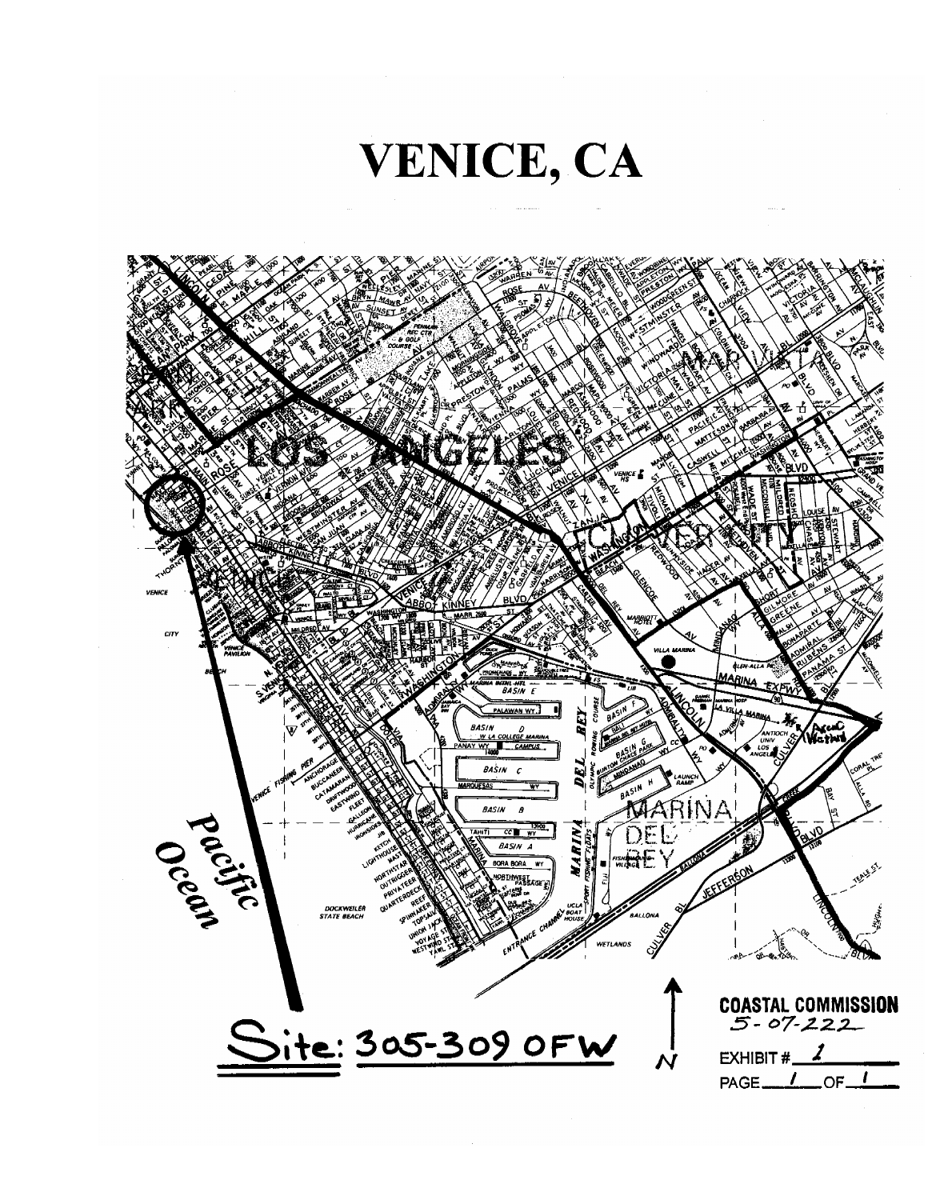# VENICE, CA

Site: 305-309 OFW

COASTAL COMMISSION
5-07-222

EXHIBIT # 1

PAGE 1 OF 1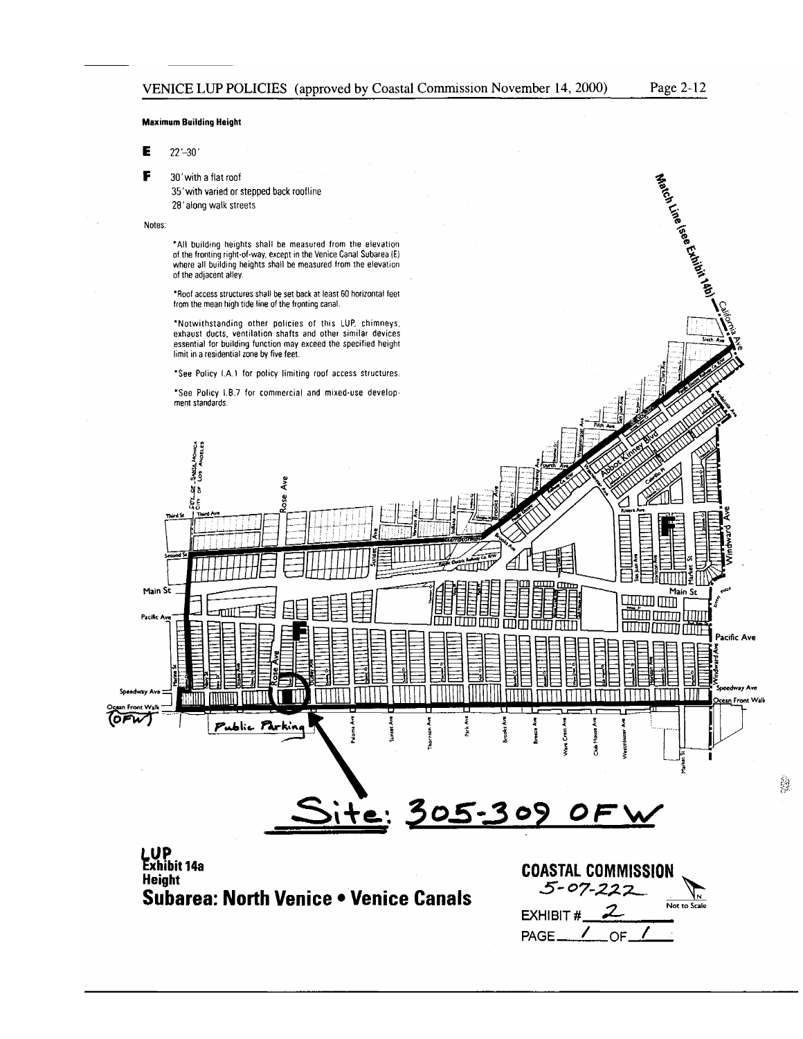VENICE LUP POLICIES (approved by Coastal Commission November 14, 2000)

**Maximum Building Height**

**E** 22'-30'

**F** 30' with a flat roof
35' with varied or stepped back roofline
28' along walk streets

Notes:

*All building heights shall be measured from the elevation of the fronting right-of-way, except in the Venice Canal Subarea (E) where all building heights shall be measured from the elevation of the adjacent alley.

*Roof access structures shall be set back at least 60 horizontal feet from the mean high tide line of the fronting canal.

*Notwithstanding other policies of this LUP, chimneys, exhaust ducts, ventilation shafts and other similar devices essential for building function may exceed the specified height limit in a residential zone by five feet.

*See Policy I.A.1 for policy limiting roof access structures.

*See Policy I.B.7 for commercial and mixed-use development standards.

Match Line (see Exhibit 14b)

Public Parking

Site: 305-309 OFW

**LUP**
**Exhibit 14a**
**Height**
**Subarea: North Venice • Venice Canals**

**COASTAL COMMISSION**
5-07-222
EXHIBIT # 2
PAGE 1 OF 1

Not to Scale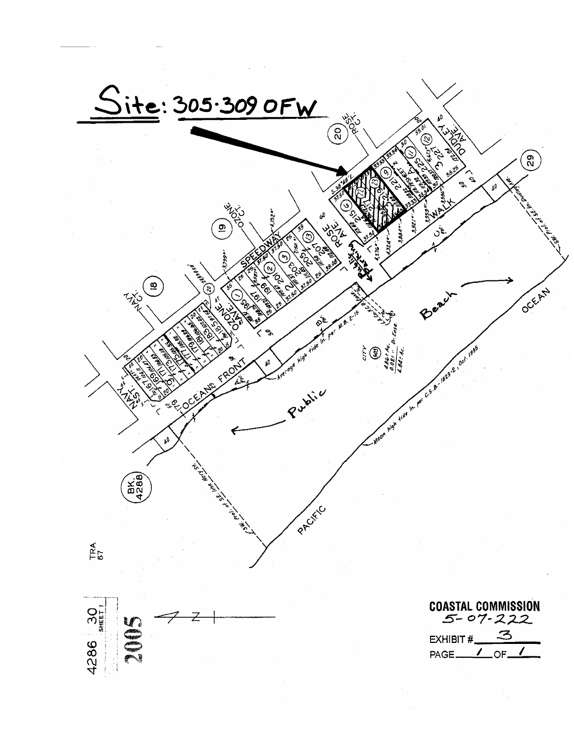# Site: 305-309 OFW

SPEEDWAY

OCEAN FRONT WALK

ROSE AVE.

OZONE AVE.

NAVY ST.

DUDLEY AVE.

ROSE CT.

OZONE CT.

NAVY CT.

Public Parking

Beach

Public

Average high tide ln. per M.B. 2-15

Mean high tide ln. per C.S.B.-1823-2, Oct. 1935

PACIFIC OCEAN

BK. 4288

TRA 67

4286 30 SHEET 1

2005

**COASTAL COMMISSION**
5-07-222

EXHIBIT # 3

PAGE 1 OF 1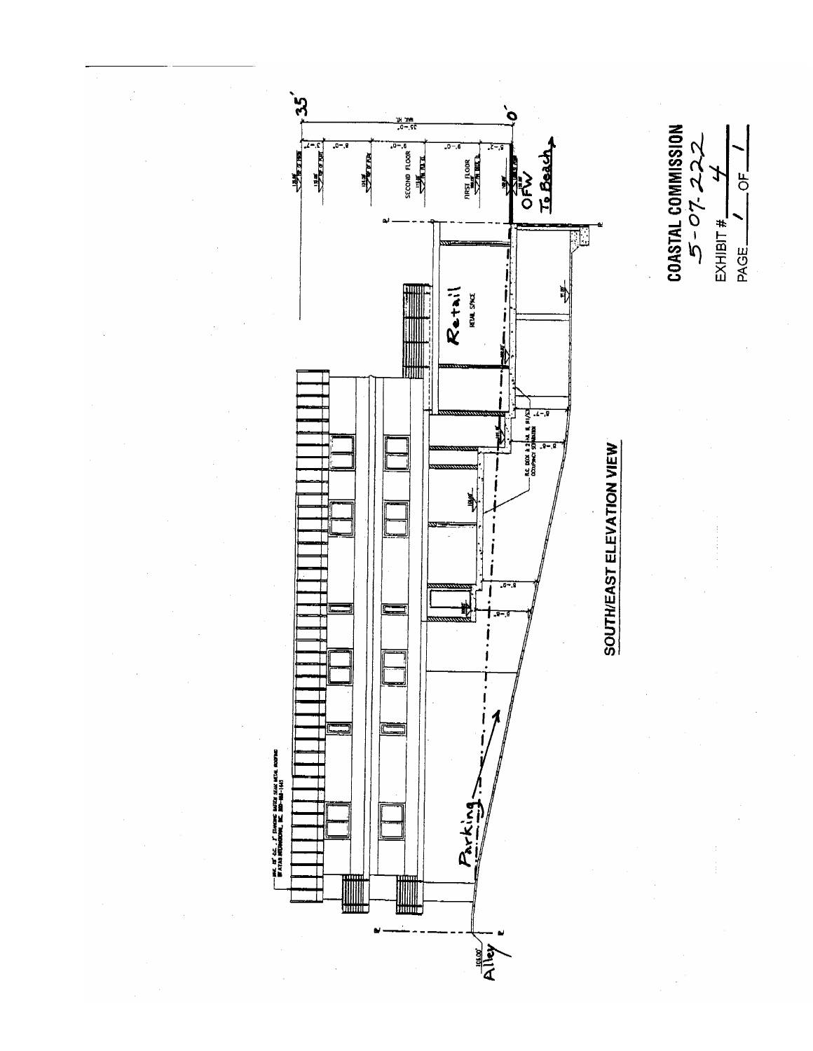## SOUTH/EAST ELEVATION VIEW

35'

0'

OFW

To Beach

SECOND FLOOR

FIRST FLOOR

Retail

RETAIL SPACE

Parking

Alley

108.00'

**COASTAL COMMISSION**

5-07-222

EXHIBIT # 4

PAGE 1 OF 1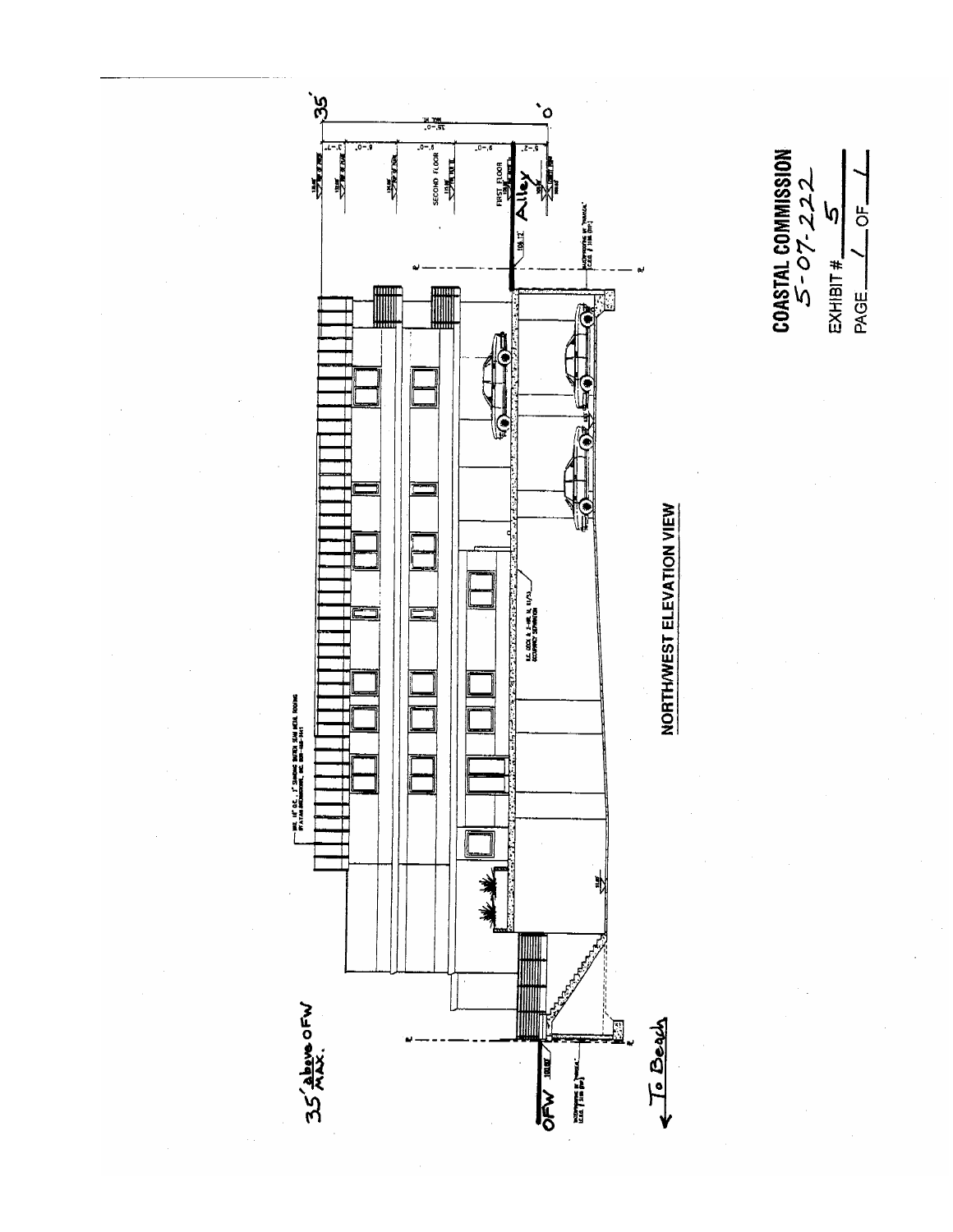**NORTH/WEST ELEVATION VIEW**

35' above OFW MAX.

OFW

← To Beach

Alley

35'

0'

SECOND FLOOR

FIRST FLOOR

**COASTAL COMMISSION**
5-07-222
EXHIBIT # 5
PAGE 1 OF 1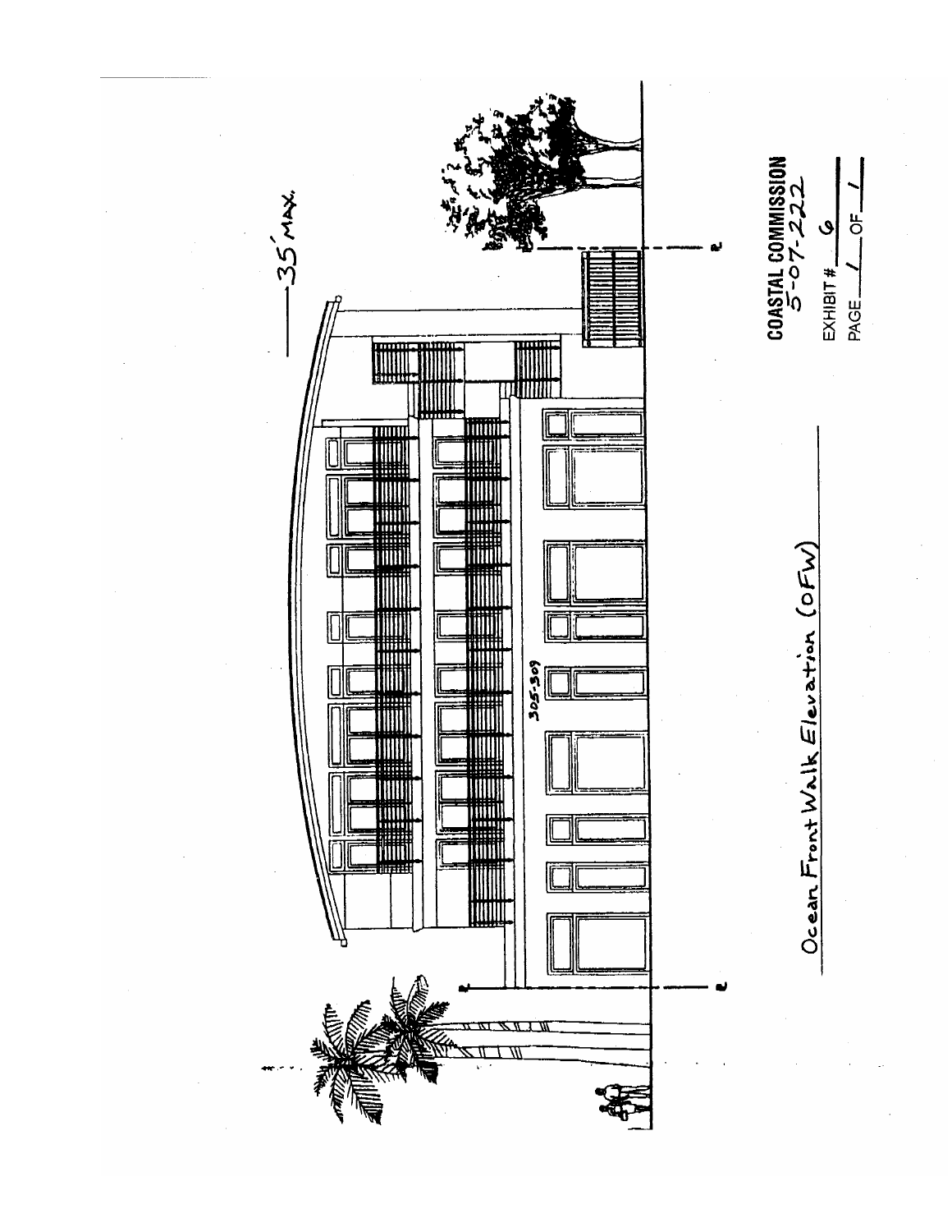35' MAX.

305-309

Ocean Front Walk Elevation (OFW)

COASTAL COMMISSION
5-07-222

EXHIBIT # 6

PAGE 1 OF 1